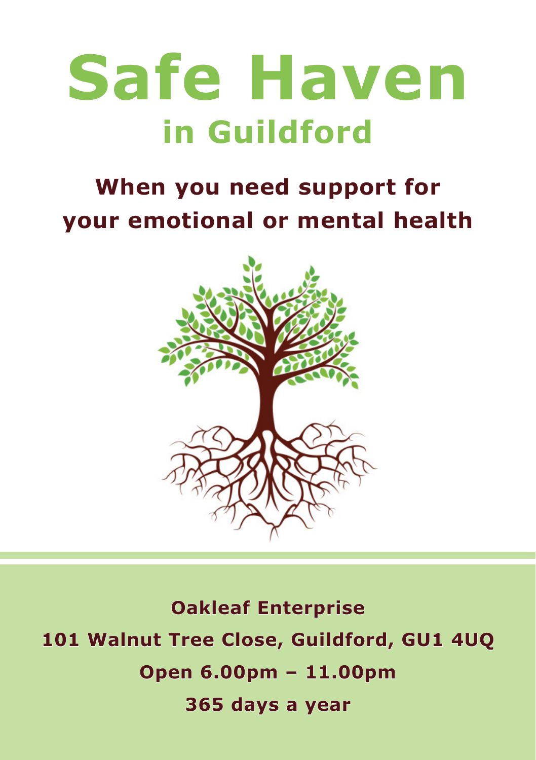# Safe Haven

## in Guildford

### When you need support for your emotional or mental health

**Oakleaf Enterprise**

**101 Walnut Tree Close, Guildford, GU1 4UQ**

**Open 6.00pm – 11.00pm**

**365 days a year**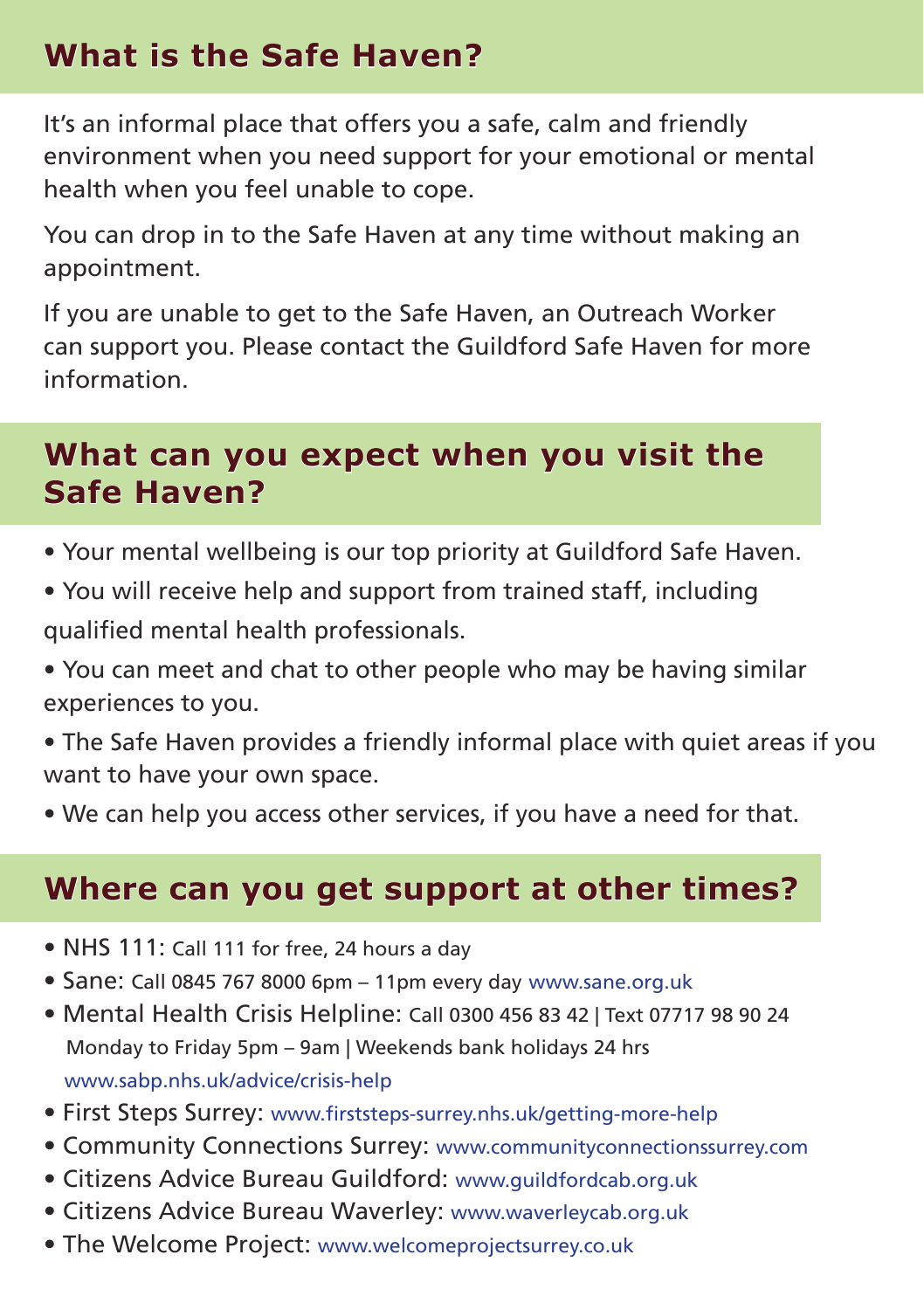## What is the Safe Haven?

It's an informal place that offers you a safe, calm and friendly environment when you need support for your emotional or mental health when you feel unable to cope.

You can drop in to the Safe Haven at any time without making an appointment.

If you are unable to get to the Safe Haven, an Outreach Worker can support you. Please contact the Guildford Safe Haven for more information.

## What can you expect when you visit the Safe Haven?

- Your mental wellbeing is our top priority at Guildford Safe Haven.
- You will receive help and support from trained staff, including qualified mental health professionals.
- You can meet and chat to other people who may be having similar experiences to you.
- The Safe Haven provides a friendly informal place with quiet areas if you want to have your own space.
- We can help you access other services, if you have a need for that.

## Where can you get support at other times?

- NHS 111: Call 111 for free, 24 hours a day
- Sane: Call 0845 767 8000 6pm – 11pm every day www.sane.org.uk
- Mental Health Crisis Helpline: Call 0300 456 83 42 | Text 07717 98 90 24 Monday to Friday 5pm – 9am | Weekends bank holidays 24 hrs www.sabp.nhs.uk/advice/crisis-help
- First Steps Surrey: www.firststeps-surrey.nhs.uk/getting-more-help
- Community Connections Surrey: www.communityconnectionssurrey.com
- Citizens Advice Bureau Guildford: www.guildfordcab.org.uk
- Citizens Advice Bureau Waverley: www.waverleycab.org.uk
- The Welcome Project: www.welcomeprojectsurrey.co.uk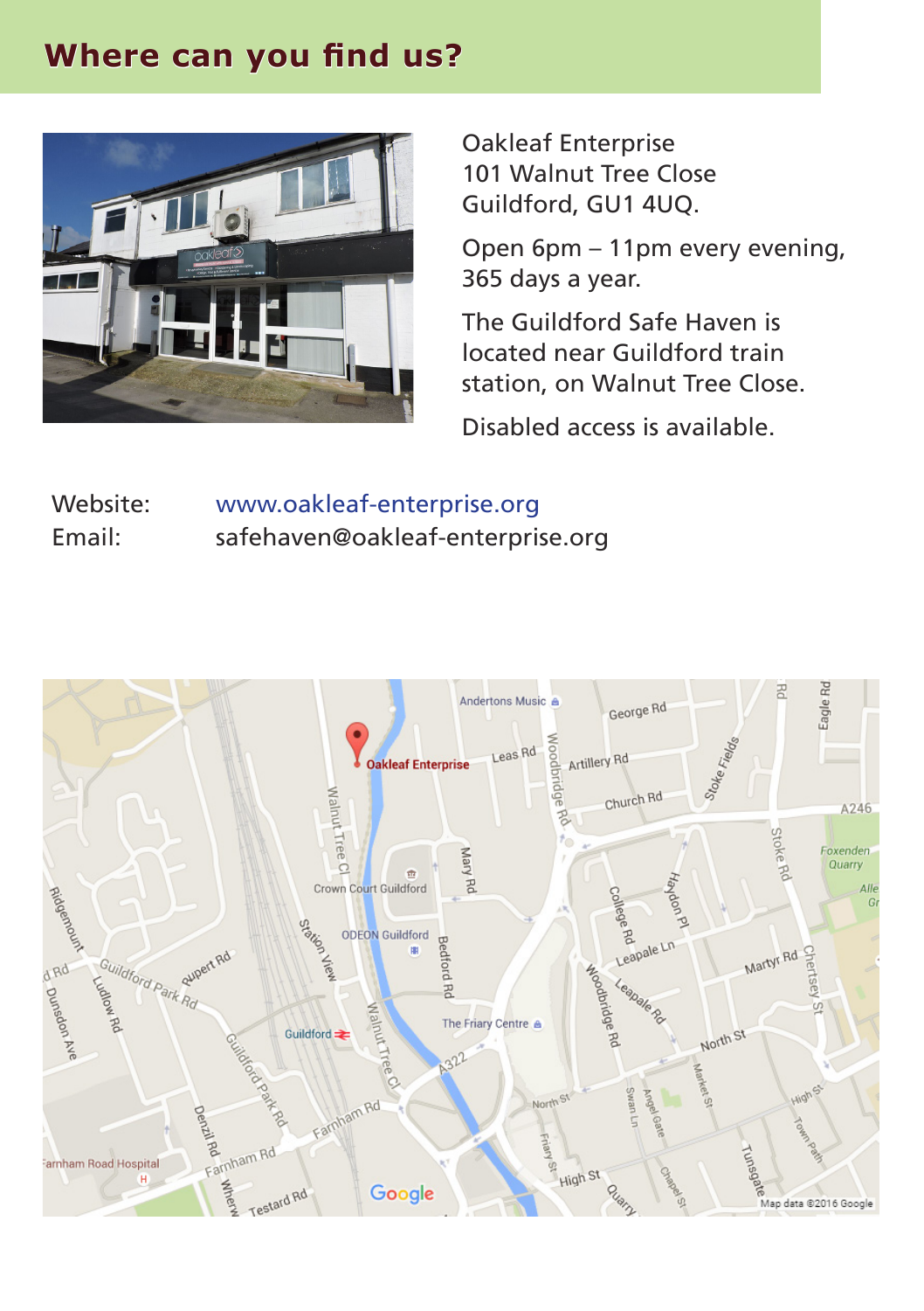## Where can you find us?

Oakleaf Enterprise
101 Walnut Tree Close
Guildford, GU1 4UQ.

Open 6pm – 11pm every evening, 365 days a year.

The Guildford Safe Haven is located near Guildford train station, on Walnut Tree Close.

Disabled access is available.

Website: www.oakleaf-enterprise.org
Email: safehaven@oakleaf-enterprise.org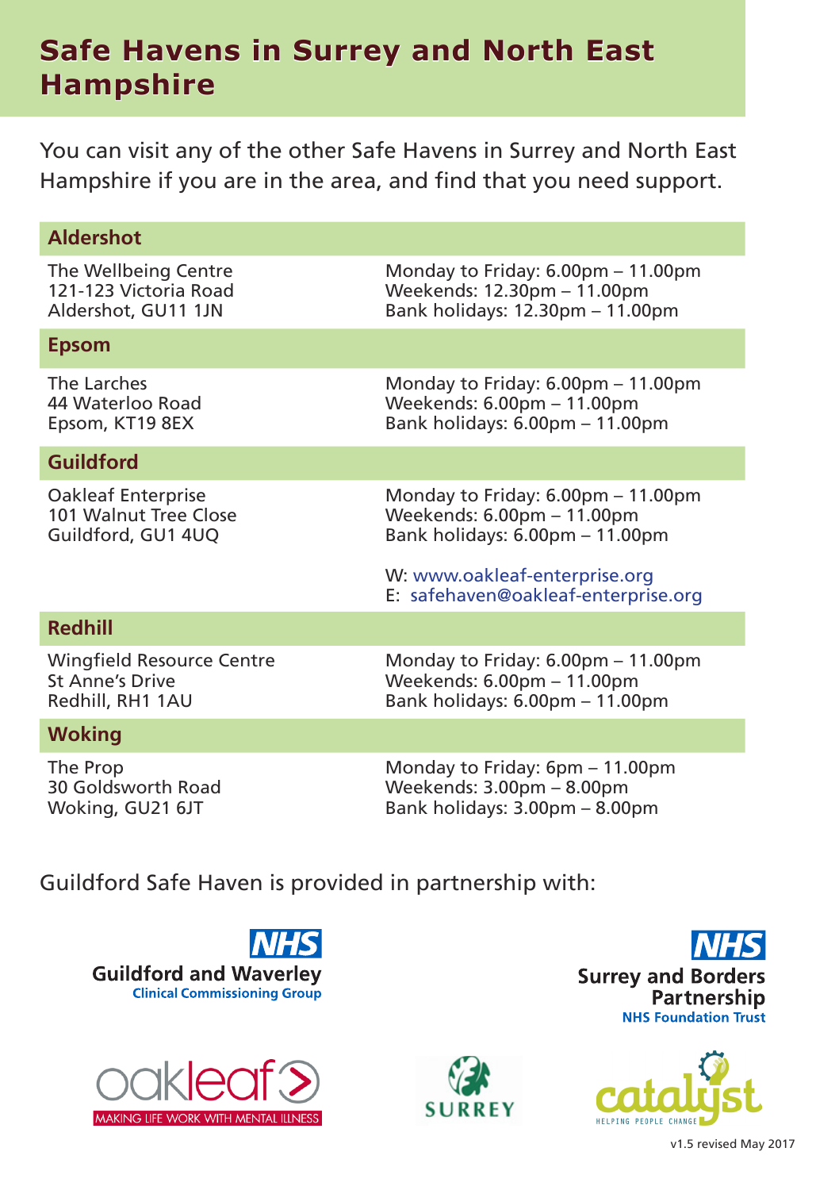# Safe Havens in Surrey and North East Hampshire

You can visit any of the other Safe Havens in Surrey and North East Hampshire if you are in the area, and find that you need support.

## Aldershot

The Wellbeing Centre
121-123 Victoria Road
Aldershot, GU11 1JN

Monday to Friday: 6.00pm – 11.00pm
Weekends: 12.30pm – 11.00pm
Bank holidays: 12.30pm – 11.00pm

## Epsom

The Larches
44 Waterloo Road
Epsom, KT19 8EX

Monday to Friday: 6.00pm – 11.00pm
Weekends: 6.00pm – 11.00pm
Bank holidays: 6.00pm – 11.00pm

## Guildford

Oakleaf Enterprise
101 Walnut Tree Close
Guildford, GU1 4UQ

Monday to Friday: 6.00pm – 11.00pm
Weekends: 6.00pm – 11.00pm
Bank holidays: 6.00pm – 11.00pm

W: www.oakleaf-enterprise.org
E: safehaven@oakleaf-enterprise.org

## Redhill

Wingfield Resource Centre
St Anne's Drive
Redhill, RH1 1AU

Monday to Friday: 6.00pm – 11.00pm
Weekends: 6.00pm – 11.00pm
Bank holidays: 6.00pm – 11.00pm

## Woking

The Prop
30 Goldsworth Road
Woking, GU21 6JT

Monday to Friday: 6pm – 11.00pm
Weekends: 3.00pm – 8.00pm
Bank holidays: 3.00pm – 8.00pm

Guildford Safe Haven is provided in partnership with:

NHS Guildford and Waverley Clinical Commissioning Group

NHS Surrey and Borders Partnership NHS Foundation Trust

oakleaf MAKING LIFE WORK WITH MENTAL ILLNESS

SURREY

catalyst HELPING PEOPLE CHANGE

v1.5 revised May 2017